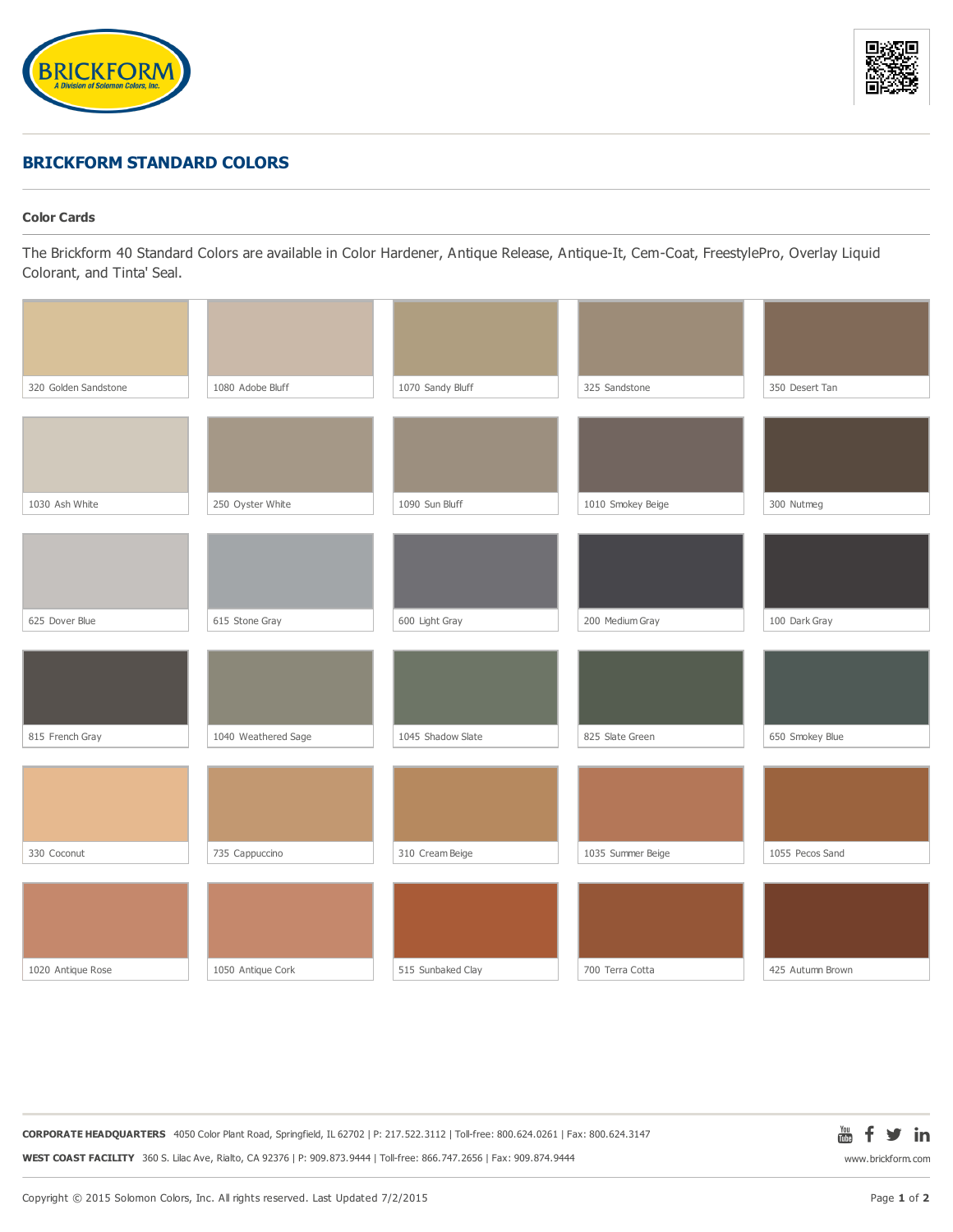## BRICKFORM STANDARD COLORS

### Color Cards

The Brickform 40 Standard Colors are available in Color Hardener, Antique Release, Antique-It, Cem-Coat, FreestylePro, Overlay Liquid Colorant, and Tinta' Seal.

| | | | | |
|---|---|---|---|---|
| 320 Golden Sandstone | 1080 Adobe Bluff | 1070 Sandy Bluff | 325 Sandstone | 350 Desert Tan |
| 1030 Ash White | 250 Oyster White | 1090 Sun Bluff | 1010 Smokey Beige | 300 Nutmeg |
| 625 Dover Blue | 615 Stone Gray | 600 Light Gray | 200 Medium Gray | 100 Dark Gray |
| 815 French Gray | 1040 Weathered Sage | 1045 Shadow Slate | 825 Slate Green | 650 Smokey Blue |
| 330 Coconut | 735 Cappuccino | 310 Cream Beige | 1035 Summer Beige | 1055 Pecos Sand |
| 1020 Antique Rose | 1050 Antique Cork | 515 Sunbaked Clay | 700 Terra Cotta | 425 Autumn Brown |

**CORPORATE HEADQUARTERS** 4050 Color Plant Road, Springfield, IL 62702 | P: 217.522.3112 | Toll-free: 800.624.0261 | Fax: 800.624.3147

**WEST COAST FACILITY** 360 S. Lilac Ave, Rialto, CA 92376 | P: 909.873.9444 | Toll-free: 866.747.2656 | Fax: 909.874.9444

www.brickform.com

Copyright © 2015 Solomon Colors, Inc. All rights reserved. Last Updated 7/2/2015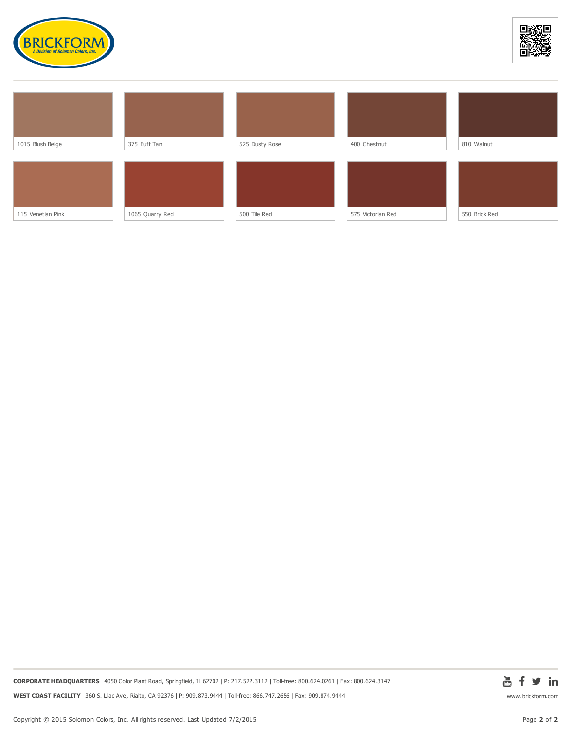| | | | | |
|---|---|---|---|---|
| 1015 Blush Beige | 375 Buff Tan | 525 Dusty Rose | 400 Chestnut | 810 Walnut |
| 115 Venetian Pink | 1065 Quarry Red | 500 Tile Red | 575 Victorian Red | 550 Brick Red |

**CORPORATE HEADQUARTERS** 4050 Color Plant Road, Springfield, IL 62702 | P: 217.522.3112 | Toll-free: 800.624.0261 | Fax: 800.624.3147

**WEST COAST FACILITY** 360 S. Lilac Ave, Rialto, CA 92376 | P: 909.873.9444 | Toll-free: 866.747.2656 | Fax: 909.874.9444

www.brickform.com

Copyright © 2015 Solomon Colors, Inc. All rights reserved. Last Updated 7/2/2015